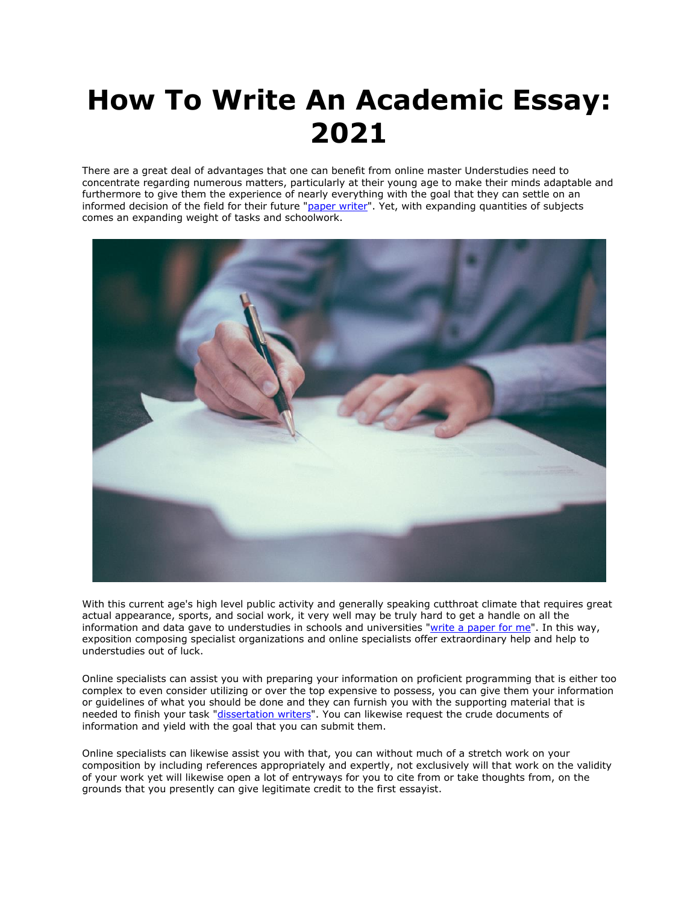# How To Write An Academic Essay: 2021

There are a great deal of advantages that one can benefit from online master Understudies need to concentrate regarding numerous matters, particularly at their young age to make their minds adaptable and furthermore to give them the experience of nearly everything with the goal that they can settle on an informed decision of the field for their future "paper writer". Yet, with expanding quantities of subjects comes an expanding weight of tasks and schoolwork.

With this current age's high level public activity and generally speaking cutthroat climate that requires great actual appearance, sports, and social work, it very well may be truly hard to get a handle on all the information and data gave to understudies in schools and universities "write a paper for me". In this way, exposition composing specialist organizations and online specialists offer extraordinary help and help to understudies out of luck.

Online specialists can assist you with preparing your information on proficient programming that is either too complex to even consider utilizing or over the top expensive to possess, you can give them your information or guidelines of what you should be done and they can furnish you with the supporting material that is needed to finish your task "dissertation writers". You can likewise request the crude documents of information and yield with the goal that you can submit them.

Online specialists can likewise assist you with that, you can without much of a stretch work on your composition by including references appropriately and expertly, not exclusively will that work on the validity of your work yet will likewise open a lot of entryways for you to cite from or take thoughts from, on the grounds that you presently can give legitimate credit to the first essayist.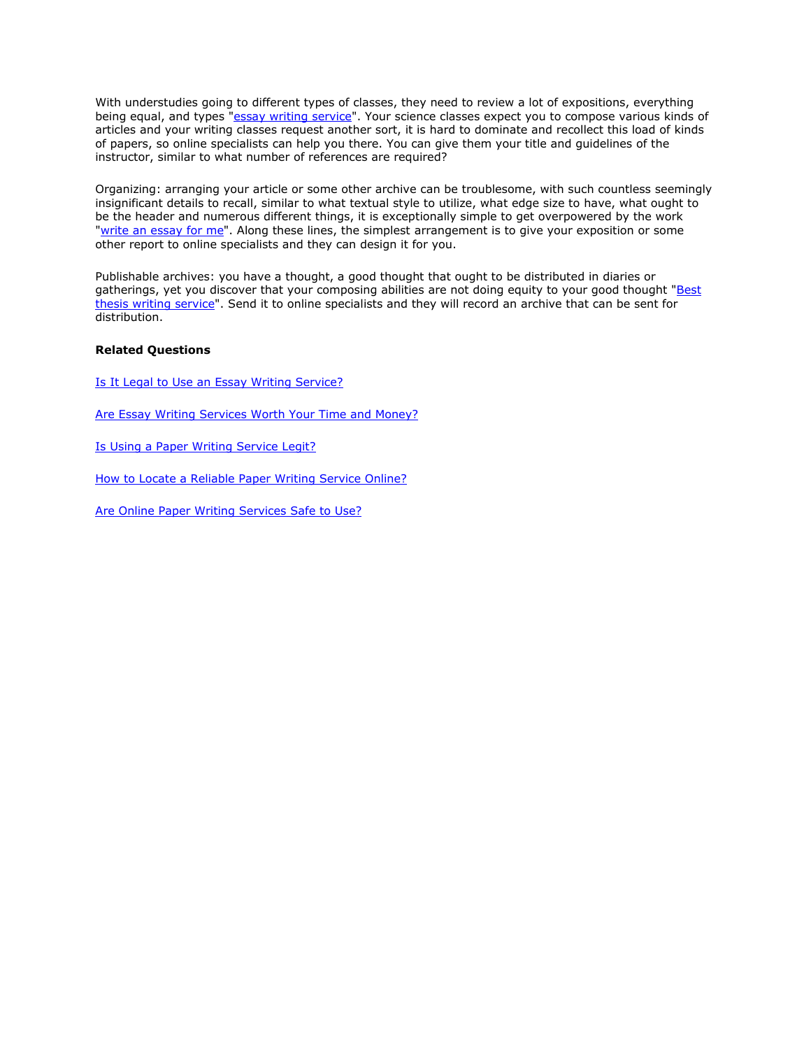With understudies going to different types of classes, they need to review a lot of expositions, everything being equal, and types "[essay writing service]". Your science classes expect you to compose various kinds of articles and your writing classes request another sort, it is hard to dominate and recollect this load of kinds of papers, so online specialists can help you there. You can give them your title and guidelines of the instructor, similar to what number of references are required?

Organizing: arranging your article or some other archive can be troublesome, with such countless seemingly insignificant details to recall, similar to what textual style to utilize, what edge size to have, what ought to be the header and numerous different things, it is exceptionally simple to get overpowered by the work "[write an essay for me]". Along these lines, the simplest arrangement is to give your exposition or some other report to online specialists and they can design it for you.

Publishable archives: you have a thought, a good thought that ought to be distributed in diaries or gatherings, yet you discover that your composing abilities are not doing equity to your good thought "[Best thesis writing service]". Send it to online specialists and they will record an archive that can be sent for distribution.

**Related Questions**

[Is It Legal to Use an Essay Writing Service?]

[Are Essay Writing Services Worth Your Time and Money?]

[Is Using a Paper Writing Service Legit?]

[How to Locate a Reliable Paper Writing Service Online?]

[Are Online Paper Writing Services Safe to Use?]